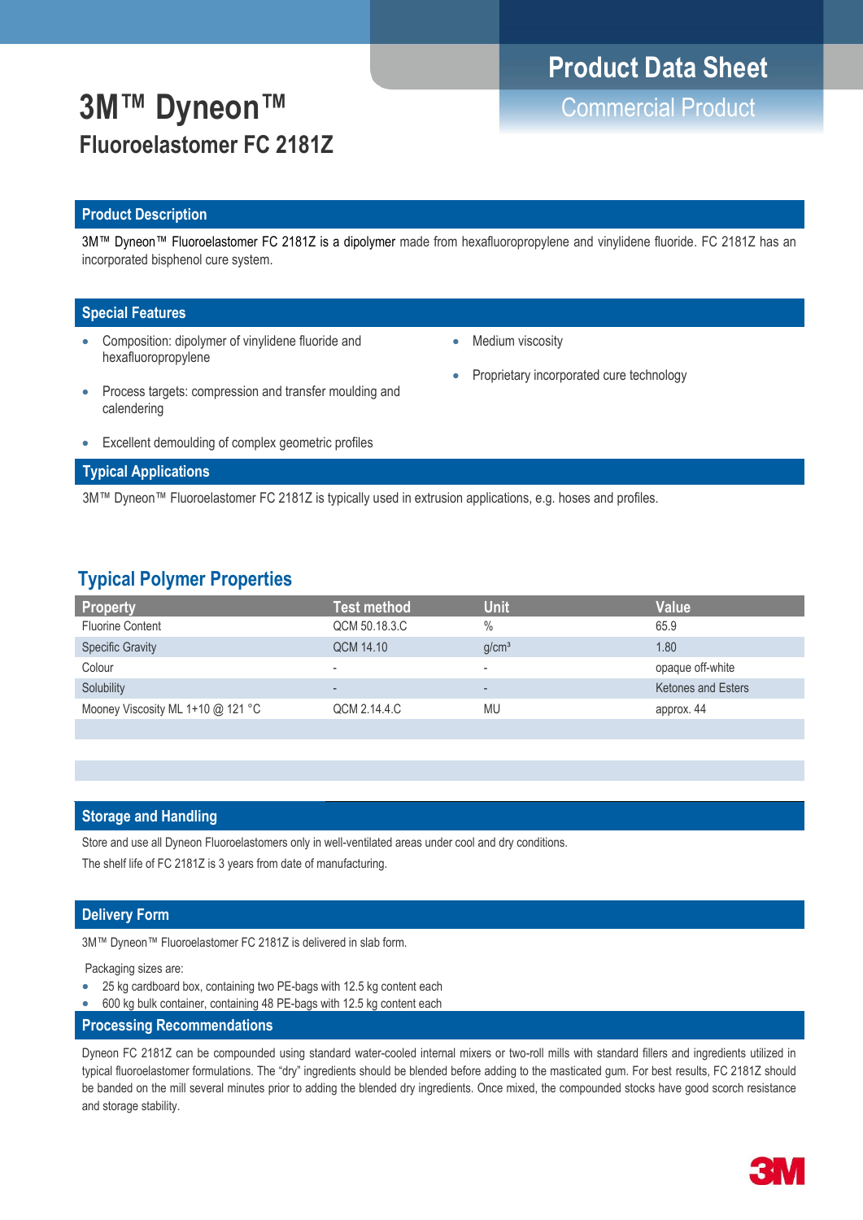# 3M™ Dyneon™

## Fluoroelastomer FC 2181Z

**Product Data Sheet**

Commercial Product

## Product Description

3M™ Dyneon™ Fluoroelastomer FC 2181Z is a dipolymer made from hexafluoropropylene and vinylidene fluoride. FC 2181Z has an incorporated bisphenol cure system.

## Special Features

- Composition: dipolymer of vinylidene fluoride and hexafluoropropylene
- Process targets: compression and transfer moulding and calendering
- Excellent demoulding of complex geometric profiles
- Medium viscosity
- Proprietary incorporated cure technology

## Typical Applications

3M™ Dyneon™ Fluoroelastomer FC 2181Z is typically used in extrusion applications, e.g. hoses and profiles.

## Typical Polymer Properties

| Property | Test method | Unit | Value |
|---|---|---|---|
| Fluorine Content | QCM 50.18.3.C | % | 65.9 |
| Specific Gravity | QCM 14.10 | g/cm³ | 1.80 |
| Colour | - | - | opaque off-white |
| Solubility | - | - | Ketones and Esters |
| Mooney Viscosity ML 1+10 @ 121 °C | QCM 2.14.4.C | MU | approx. 44 |

## Storage and Handling

Store and use all Dyneon Fluoroelastomers only in well-ventilated areas under cool and dry conditions.

The shelf life of FC 2181Z is 3 years from date of manufacturing.

## Delivery Form

3M™ Dyneon™ Fluoroelastomer FC 2181Z is delivered in slab form.

Packaging sizes are:

- 25 kg cardboard box, containing two PE-bags with 12.5 kg content each
- 600 kg bulk container, containing 48 PE-bags with 12.5 kg content each

## Processing Recommendations

Dyneon FC 2181Z can be compounded using standard water-cooled internal mixers or two-roll mills with standard fillers and ingredients utilized in typical fluoroelastomer formulations. The "dry" ingredients should be blended before adding to the masticated gum. For best results, FC 2181Z should be banded on the mill several minutes prior to adding the blended dry ingredients. Once mixed, the compounded stocks have good scorch resistance and storage stability.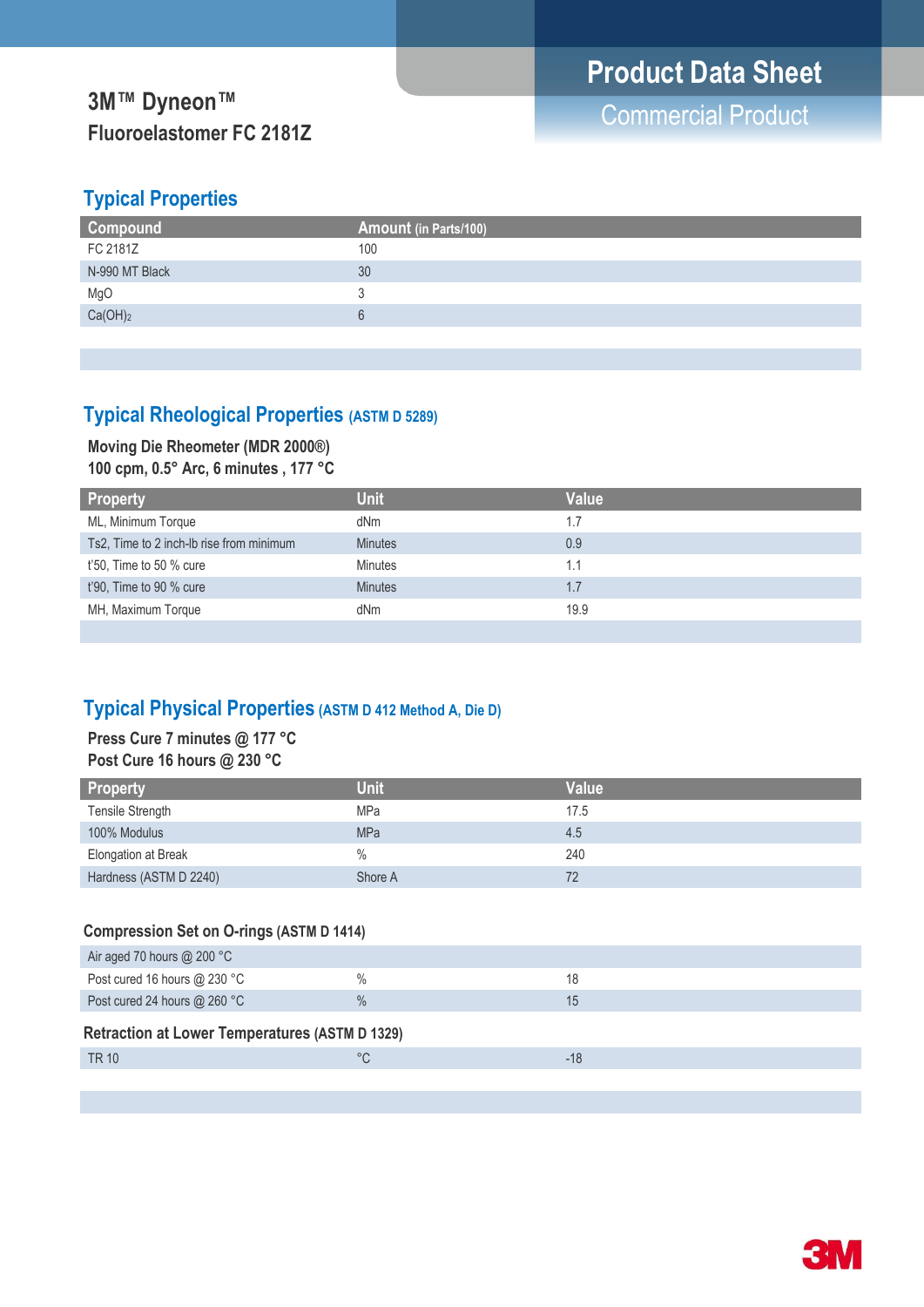# 3M™ Dyneon™ Fluoroelastomer FC 2181Z

**Product Data Sheet**
Commercial Product

## Typical Properties

| Compound | Amount (in Parts/100) |
|---|---|
| FC 2181Z | 100 |
| N-990 MT Black | 30 |
| MgO | 3 |
| $Ca(OH)_2$ | 6 |

## Typical Rheological Properties (ASTM D 5289)

**Moving Die Rheometer (MDR 2000®)**
**100 cpm, 0.5° Arc, 6 minutes , 177 °C**

| Property | Unit | Value |
|---|---|---|
| ML, Minimum Torque | dNm | 1.7 |
| Ts2, Time to 2 inch-lb rise from minimum | Minutes | 0.9 |
| t'50, Time to 50 % cure | Minutes | 1.1 |
| t'90, Time to 90 % cure | Minutes | 1.7 |
| MH, Maximum Torque | dNm | 19.9 |

## Typical Physical Properties (ASTM D 412 Method A, Die D)

**Press Cure 7 minutes @ 177 °C**
**Post Cure 16 hours @ 230 °C**

| Property | Unit | Value |
|---|---|---|
| Tensile Strength | MPa | 17.5 |
| 100% Modulus | MPa | 4.5 |
| Elongation at Break | % | 240 |
| Hardness (ASTM D 2240) | Shore A | 72 |

### Compression Set on O-rings (ASTM D 1414)

| Air aged 70 hours @ 200 °C | | |
|---|---|---|
| Post cured 16 hours @ 230 °C | % | 18 |
| Post cured 24 hours @ 260 °C | % | 15 |

### Retraction at Lower Temperatures (ASTM D 1329)

| TR 10 | °C | -18 |
|---|---|---|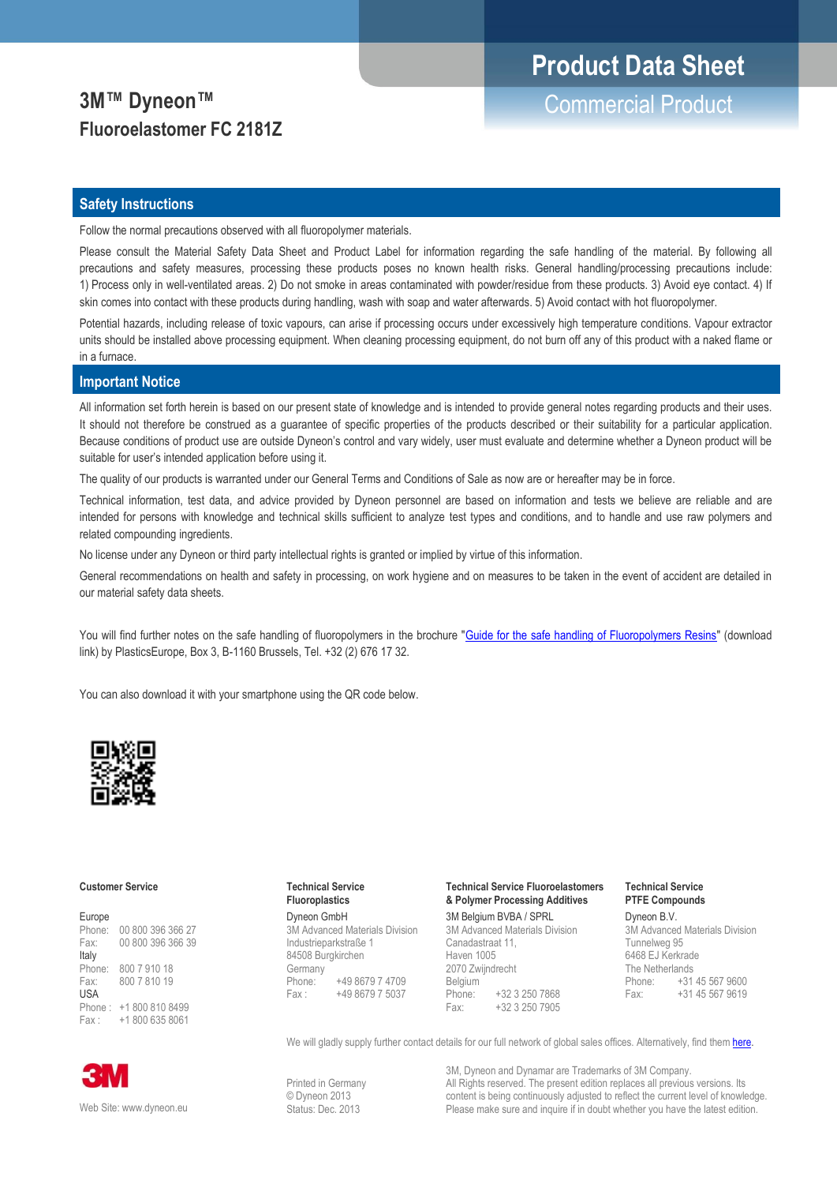# 3M™ Dyneon™ Fluoroelastomer FC 2181Z

**Product Data Sheet**
Commercial Product

## Safety Instructions

Follow the normal precautions observed with all fluoropolymer materials.

Please consult the Material Safety Data Sheet and Product Label for information regarding the safe handling of the material. By following all precautions and safety measures, processing these products poses no known health risks. General handling/processing precautions include: 1) Process only in well-ventilated areas. 2) Do not smoke in areas contaminated with powder/residue from these products. 3) Avoid eye contact. 4) If skin comes into contact with these products during handling, wash with soap and water afterwards. 5) Avoid contact with hot fluoropolymer.

Potential hazards, including release of toxic vapours, can arise if processing occurs under excessively high temperature conditions. Vapour extractor units should be installed above processing equipment. When cleaning processing equipment, do not burn off any of this product with a naked flame or in a furnace.

## Important Notice

All information set forth herein is based on our present state of knowledge and is intended to provide general notes regarding products and their uses. It should not therefore be construed as a guarantee of specific properties of the products described or their suitability for a particular application. Because conditions of product use are outside Dyneon's control and vary widely, user must evaluate and determine whether a Dyneon product will be suitable for user's intended application before using it.

The quality of our products is warranted under our General Terms and Conditions of Sale as now are or hereafter may be in force.

Technical information, test data, and advice provided by Dyneon personnel are based on information and tests we believe are reliable and are intended for persons with knowledge and technical skills sufficient to analyze test types and conditions, and to handle and use raw polymers and related compounding ingredients.

No license under any Dyneon or third party intellectual rights is granted or implied by virtue of this information.

General recommendations on health and safety in processing, on work hygiene and on measures to be taken in the event of accident are detailed in our material safety data sheets.

You will find further notes on the safe handling of fluoropolymers in the brochure "Guide for the safe handling of Fluoropolymers Resins" (download link) by PlasticsEurope, Box 3, B-1160 Brussels, Tel. +32 (2) 676 17 32.

You can also download it with your smartphone using the QR code below.

**Customer Service**

Europe
Phone: 00 800 396 366 27
Fax: 00 800 396 366 39
Italy
Phone: 800 7 910 18
Fax: 800 7 810 19
USA
Phone : +1 800 810 8499
Fax : +1 800 635 8061

**Technical Service Fluoroplastics**

Dyneon GmbH
3M Advanced Materials Division
Industrieparkstraße 1
84508 Burgkirchen
Germany
Phone: +49 8679 7 4709
Fax : +49 8679 7 5037

**Technical Service Fluoroelastomers & Polymer Processing Additives**

3M Belgium BVBA / SPRL
3M Advanced Materials Division
Canadastraat 11,
Haven 1005
2070 Zwijndrecht
Belgium
Phone: +32 3 250 7868
Fax: +32 3 250 7905

**Technical Service PTFE Compounds**

Dyneon B.V.
3M Advanced Materials Division
Tunnelweg 95
6468 EJ Kerkrade
The Netherlands
Phone: +31 45 567 9600
Fax: +31 45 567 9619

We will gladly supply further contact details for our full network of global sales offices. Alternatively, find them here.

3M

Web Site: www.dyneon.eu

Printed in Germany
© Dyneon 2013
Status: Dec. 2013

3M, Dyneon and Dynamar are Trademarks of 3M Company.
All Rights reserved. The present edition replaces all previous versions. Its content is being continuously adjusted to reflect the current level of knowledge. Please make sure and inquire if in doubt whether you have the latest edition.